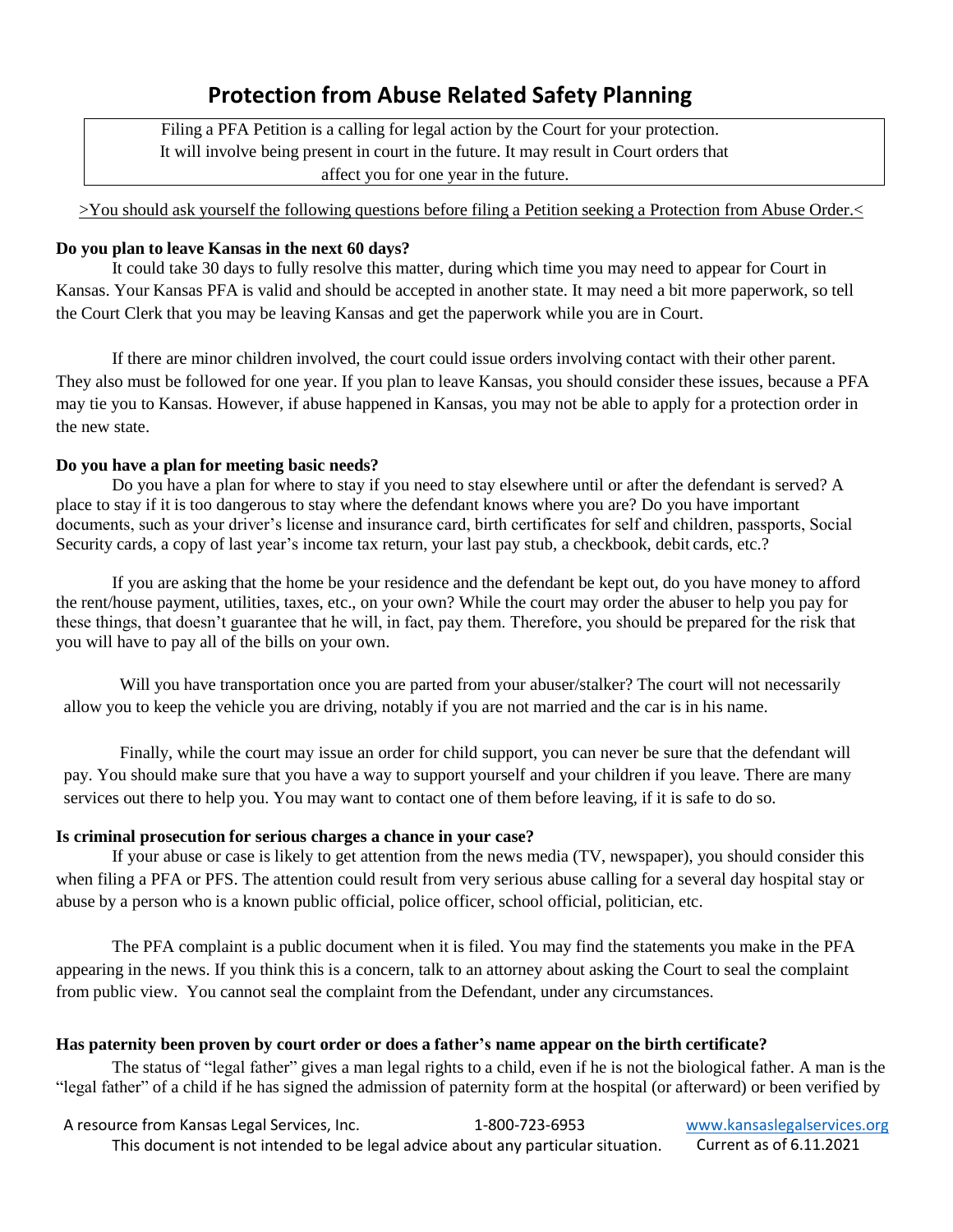# Protection from Abuse Related Safety Planning

Filing a PFA Petition is a calling for legal action by the Court for your protection. It will involve being present in court in the future. It may result in Court orders that affect you for one year in the future.

>You should ask yourself the following questions before filing a Petition seeking a Protection from Abuse Order.<

**Do you plan to leave Kansas in the next 60 days?**

It could take 30 days to fully resolve this matter, during which time you may need to appear for Court in Kansas. Your Kansas PFA is valid and should be accepted in another state. It may need a bit more paperwork, so tell the Court Clerk that you may be leaving Kansas and get the paperwork while you are in Court.

If there are minor children involved, the court could issue orders involving contact with their other parent. They also must be followed for one year. If you plan to leave Kansas, you should consider these issues, because a PFA may tie you to Kansas. However, if abuse happened in Kansas, you may not be able to apply for a protection order in the new state.

**Do you have a plan for meeting basic needs?**

Do you have a plan for where to stay if you need to stay elsewhere until or after the defendant is served? A place to stay if it is too dangerous to stay where the defendant knows where you are? Do you have important documents, such as your driver's license and insurance card, birth certificates for self and children, passports, Social Security cards, a copy of last year's income tax return, your last pay stub, a checkbook, debit cards, etc.?

If you are asking that the home be your residence and the defendant be kept out, do you have money to afford the rent/house payment, utilities, taxes, etc., on your own? While the court may order the abuser to help you pay for these things, that doesn't guarantee that he will, in fact, pay them. Therefore, you should be prepared for the risk that you will have to pay all of the bills on your own.

Will you have transportation once you are parted from your abuser/stalker? The court will not necessarily allow you to keep the vehicle you are driving, notably if you are not married and the car is in his name.

Finally, while the court may issue an order for child support, you can never be sure that the defendant will pay. You should make sure that you have a way to support yourself and your children if you leave. There are many services out there to help you. You may want to contact one of them before leaving, if it is safe to do so.

**Is criminal prosecution for serious charges a chance in your case?**

If your abuse or case is likely to get attention from the news media (TV, newspaper), you should consider this when filing a PFA or PFS. The attention could result from very serious abuse calling for a several day hospital stay or abuse by a person who is a known public official, police officer, school official, politician, etc.

The PFA complaint is a public document when it is filed. You may find the statements you make in the PFA appearing in the news. If you think this is a concern, talk to an attorney about asking the Court to seal the complaint from public view. You cannot seal the complaint from the Defendant, under any circumstances.

**Has paternity been proven by court order or does a father's name appear on the birth certificate?**

The status of "legal father" gives a man legal rights to a child, even if he is not the biological father. A man is the "legal father" of a child if he has signed the admission of paternity form at the hospital (or afterward) or been verified by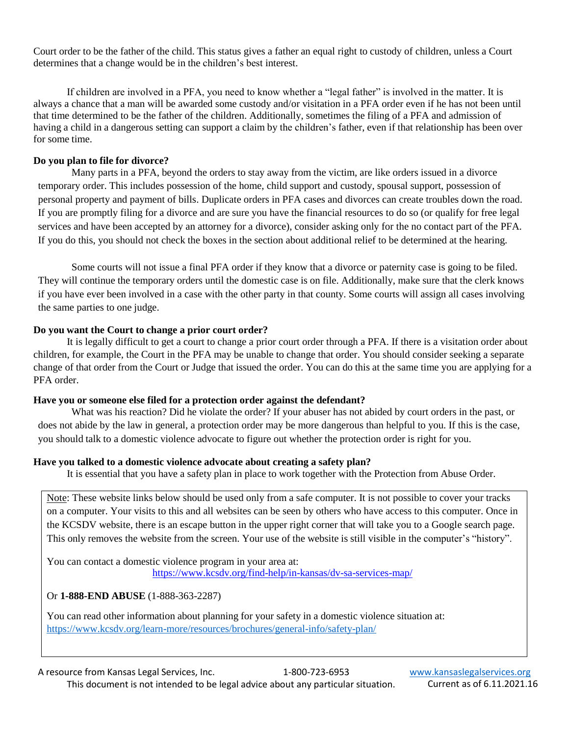Court order to be the father of the child. This status gives a father an equal right to custody of children, unless a Court determines that a change would be in the children's best interest.

If children are involved in a PFA, you need to know whether a "legal father" is involved in the matter. It is always a chance that a man will be awarded some custody and/or visitation in a PFA order even if he has not been until that time determined to be the father of the children. Additionally, sometimes the filing of a PFA and admission of having a child in a dangerous setting can support a claim by the children's father, even if that relationship has been over for some time.

**Do you plan to file for divorce?**

Many parts in a PFA, beyond the orders to stay away from the victim, are like orders issued in a divorce temporary order. This includes possession of the home, child support and custody, spousal support, possession of personal property and payment of bills. Duplicate orders in PFA cases and divorces can create troubles down the road. If you are promptly filing for a divorce and are sure you have the financial resources to do so (or qualify for free legal services and have been accepted by an attorney for a divorce), consider asking only for the no contact part of the PFA. If you do this, you should not check the boxes in the section about additional relief to be determined at the hearing.

Some courts will not issue a final PFA order if they know that a divorce or paternity case is going to be filed. They will continue the temporary orders until the domestic case is on file. Additionally, make sure that the clerk knows if you have ever been involved in a case with the other party in that county. Some courts will assign all cases involving the same parties to one judge.

**Do you want the Court to change a prior court order?**

It is legally difficult to get a court to change a prior court order through a PFA. If there is a visitation order about children, for example, the Court in the PFA may be unable to change that order. You should consider seeking a separate change of that order from the Court or Judge that issued the order. You can do this at the same time you are applying for a PFA order.

**Have you or someone else filed for a protection order against the defendant?**

What was his reaction? Did he violate the order? If your abuser has not abided by court orders in the past, or does not abide by the law in general, a protection order may be more dangerous than helpful to you. If this is the case, you should talk to a domestic violence advocate to figure out whether the protection order is right for you.

**Have you talked to a domestic violence advocate about creating a safety plan?**

It is essential that you have a safety plan in place to work together with the Protection from Abuse Order.

Note: These website links below should be used only from a safe computer. It is not possible to cover your tracks on a computer. Your visits to this and all websites can be seen by others who have access to this computer. Once in the KCSDV website, there is an escape button in the upper right corner that will take you to a Google search page. This only removes the website from the screen. Your use of the website is still visible in the computer's "history".

You can contact a domestic violence program in your area at:
https://www.kcsdv.org/find-help/in-kansas/dv-sa-services-map/

Or **1-888-END ABUSE** (1-888-363-2287)

You can read other information about planning for your safety in a domestic violence situation at:
https://www.kcsdv.org/learn-more/resources/brochures/general-info/safety-plan/

A resource from Kansas Legal Services, Inc. 1-800-723-6953 www.kansaslegalservices.org
This document is not intended to be legal advice about any particular situation. Current as of 6.11.2021.16